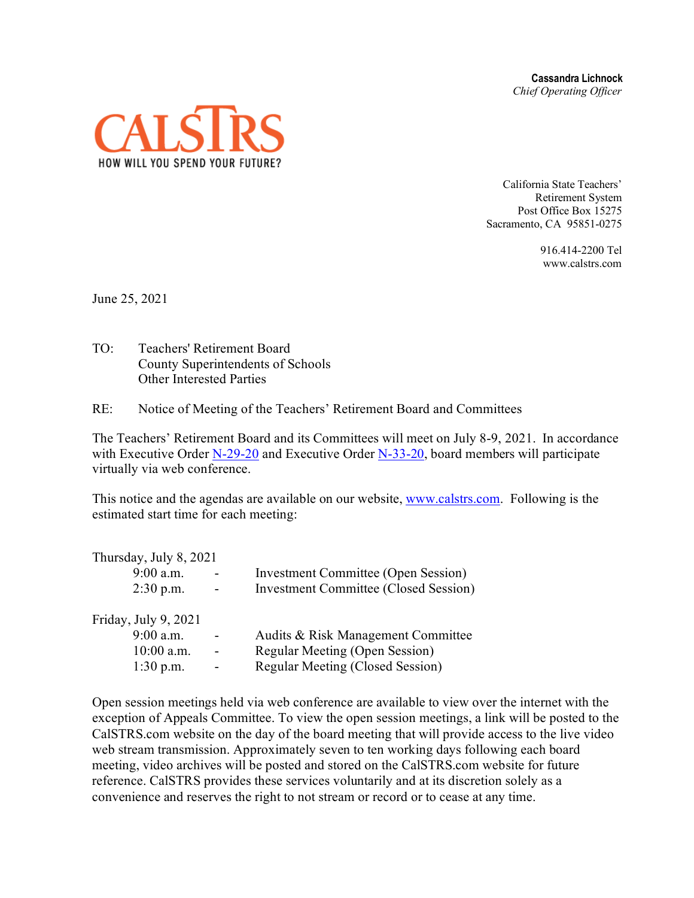**Cassandra Lichnock**
*Chief Operating Officer*

CALSTRS
HOW WILL YOU SPEND YOUR FUTURE?

California State Teachers' Retirement System
Post Office Box 15275
Sacramento, CA 95851-0275

916.414-2200 Tel
www.calstrs.com

June 25, 2021

TO: Teachers' Retirement Board
County Superintendents of Schools
Other Interested Parties

RE: Notice of Meeting of the Teachers' Retirement Board and Committees

The Teachers' Retirement Board and its Committees will meet on July 8-9, 2021. In accordance with Executive Order [N-29-20](N-29-20) and Executive Order [N-33-20](N-33-20), board members will participate virtually via web conference.

This notice and the agendas are available on our website, [www.calstrs.com](www.calstrs.com). Following is the estimated start time for each meeting:

Thursday, July 8, 2021

| | | |
|---|---|---|
| 9:00 a.m. | - | Investment Committee (Open Session) |
| 2:30 p.m. | - | Investment Committee (Closed Session) |

Friday, July 9, 2021

| | | |
|---|---|---|
| 9:00 a.m. | - | Audits & Risk Management Committee |
| 10:00 a.m. | - | Regular Meeting (Open Session) |
| 1:30 p.m. | - | Regular Meeting (Closed Session) |

Open session meetings held via web conference are available to view over the internet with the exception of Appeals Committee. To view the open session meetings, a link will be posted to the CalSTRS.com website on the day of the board meeting that will provide access to the live video web stream transmission. Approximately seven to ten working days following each board meeting, video archives will be posted and stored on the CalSTRS.com website for future reference. CalSTRS provides these services voluntarily and at its discretion solely as a convenience and reserves the right to not stream or record or to cease at any time.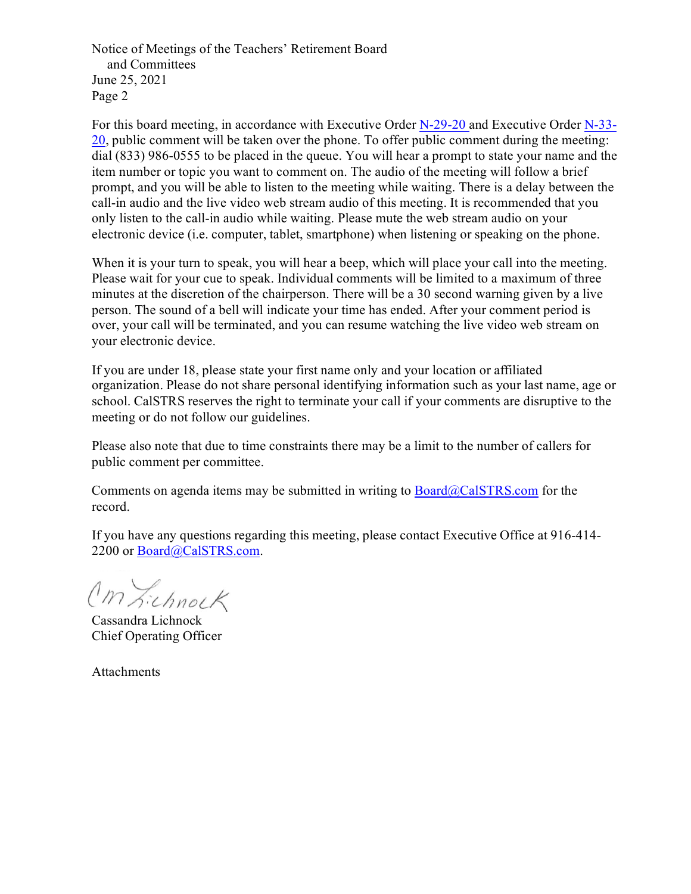For this board meeting, in accordance with Executive Order N-29-20 and Executive Order N-33-20, public comment will be taken over the phone. To offer public comment during the meeting: dial (833) 986-0555 to be placed in the queue. You will hear a prompt to state your name and the item number or topic you want to comment on. The audio of the meeting will follow a brief prompt, and you will be able to listen to the meeting while waiting. There is a delay between the call-in audio and the live video web stream audio of this meeting. It is recommended that you only listen to the call-in audio while waiting. Please mute the web stream audio on your electronic device (i.e. computer, tablet, smartphone) when listening or speaking on the phone.

When it is your turn to speak, you will hear a beep, which will place your call into the meeting. Please wait for your cue to speak. Individual comments will be limited to a maximum of three minutes at the discretion of the chairperson. There will be a 30 second warning given by a live person. The sound of a bell will indicate your time has ended. After your comment period is over, your call will be terminated, and you can resume watching the live video web stream on your electronic device.

If you are under 18, please state your first name only and your location or affiliated organization. Please do not share personal identifying information such as your last name, age or school. CalSTRS reserves the right to terminate your call if your comments are disruptive to the meeting or do not follow our guidelines.

Please also note that due to time constraints there may be a limit to the number of callers for public comment per committee.

Comments on agenda items may be submitted in writing to Board@CalSTRS.com for the record.

If you have any questions regarding this meeting, please contact Executive Office at 916-414-2200 or Board@CalSTRS.com.

Cassandra Lichnock
Chief Operating Officer

Attachments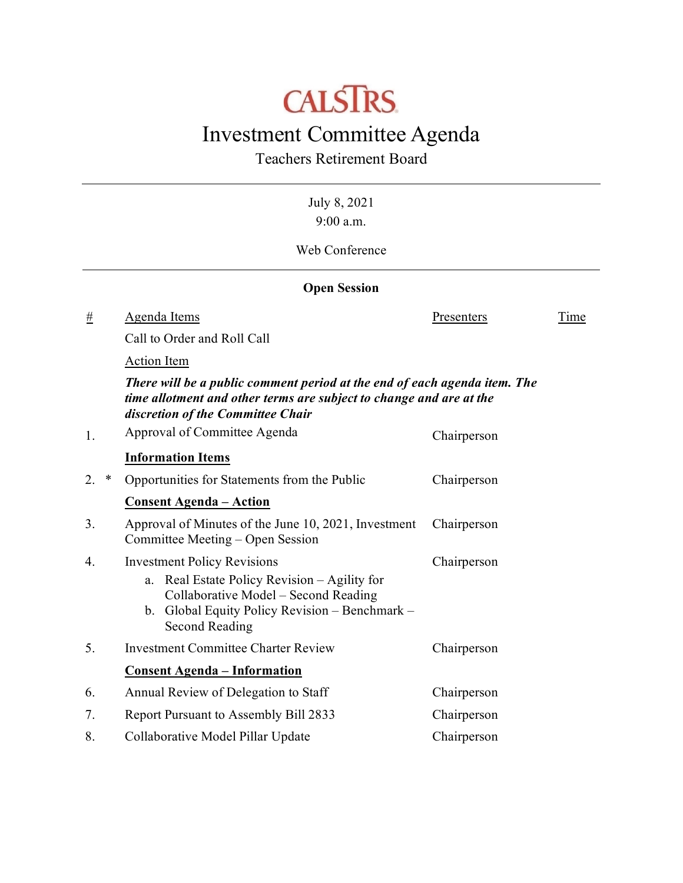# CALSTRS

# Investment Committee Agenda

## Teachers Retirement Board

July 8, 2021
9:00 a.m.

Web Conference

### Open Session

| # | | Agenda Items | Presenters | Time |
|---|---|---|---|---|
| | | Call to Order and Roll Call | | |
| | | Action Item | | |
| | | ***There will be a public comment period at the end of each agenda item. The time allotment and other terms are subject to change and are at the discretion of the Committee Chair*** | | |
| 1. | | Approval of Committee Agenda | Chairperson | |
| | | **Information Items** | | |
| 2. | * | Opportunities for Statements from the Public | Chairperson | |
| | | **Consent Agenda – Action** | | |
| 3. | | Approval of Minutes of the June 10, 2021, Investment Committee Meeting – Open Session | Chairperson | |
| 4. | | Investment Policy Revisions<br>a. Real Estate Policy Revision – Agility for Collaborative Model – Second Reading<br>b. Global Equity Policy Revision – Benchmark – Second Reading | Chairperson | |
| 5. | | Investment Committee Charter Review | Chairperson | |
| | | **Consent Agenda – Information** | | |
| 6. | | Annual Review of Delegation to Staff | Chairperson | |
| 7. | | Report Pursuant to Assembly Bill 2833 | Chairperson | |
| 8. | | Collaborative Model Pillar Update | Chairperson | |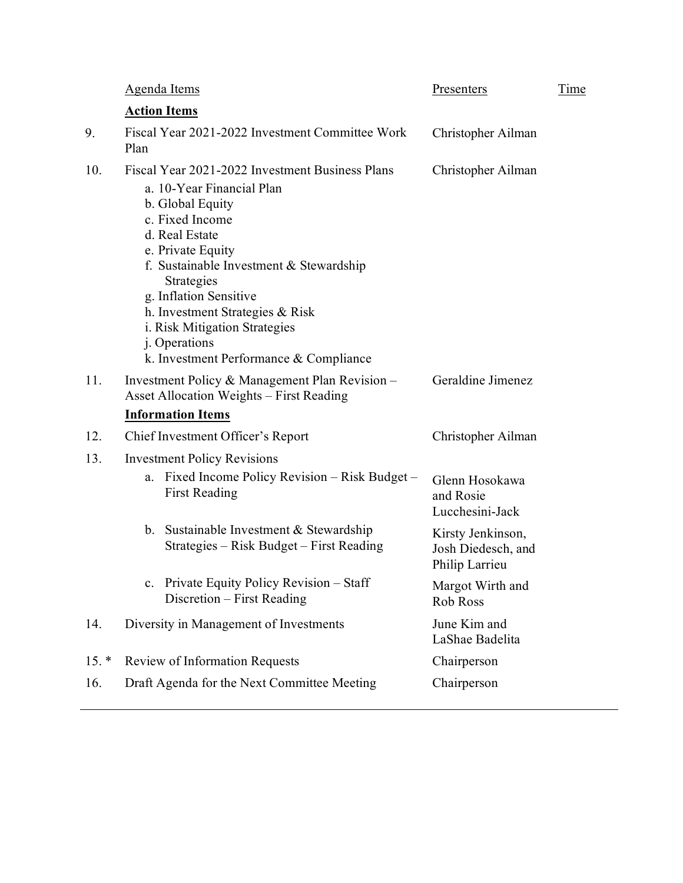| | Agenda Items | Presenters | Time |
|---|---|---|---|
| | **Action Items** | | |
| 9. | Fiscal Year 2021-2022 Investment Committee Work Plan | Christopher Ailman | |
| 10. | Fiscal Year 2021-2022 Investment Business Plans<br>a. 10-Year Financial Plan<br>b. Global Equity<br>c. Fixed Income<br>d. Real Estate<br>e. Private Equity<br>f. Sustainable Investment & Stewardship Strategies<br>g. Inflation Sensitive<br>h. Investment Strategies & Risk<br>i. Risk Mitigation Strategies<br>j. Operations<br>k. Investment Performance & Compliance | Christopher Ailman | |
| 11. | Investment Policy & Management Plan Revision – Asset Allocation Weights – First Reading | Geraldine Jimenez | |
| | **Information Items** | | |
| 12. | Chief Investment Officer's Report | Christopher Ailman | |
| 13. | Investment Policy Revisions | | |
| | a. Fixed Income Policy Revision – Risk Budget – First Reading | Glenn Hosokawa and Rosie Lucchesini-Jack | |
| | b. Sustainable Investment & Stewardship Strategies – Risk Budget – First Reading | Kirsty Jenkinson, Josh Diedesch, and Philip Larrieu | |
| | c. Private Equity Policy Revision – Staff Discretion – First Reading | Margot Wirth and Rob Ross | |
| 14. | Diversity in Management of Investments | June Kim and LaShae Badelita | |
| 15. * | Review of Information Requests | Chairperson | |
| 16. | Draft Agenda for the Next Committee Meeting | Chairperson | |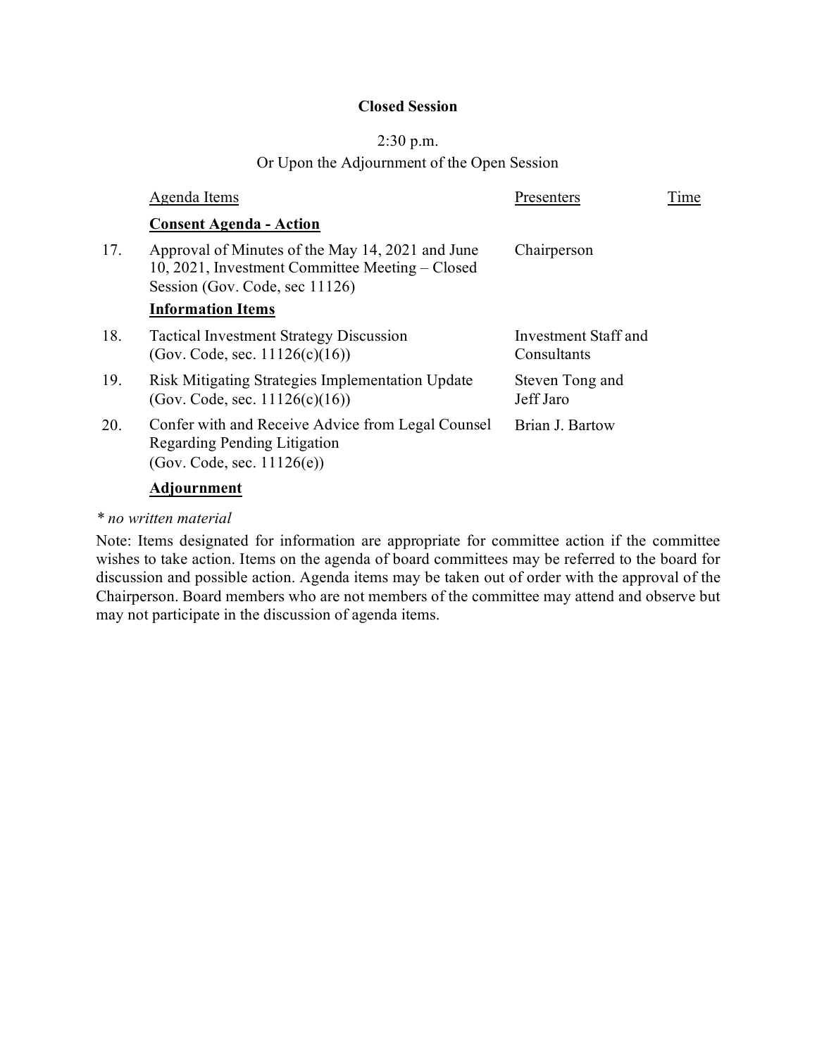**Closed Session**

2:30 p.m.

Or Upon the Adjournment of the Open Session

| | Agenda Items | Presenters | Time |
|---|---|---|---|
| | **Consent Agenda - Action** | | |
| 17. | Approval of Minutes of the May 14, 2021 and June 10, 2021, Investment Committee Meeting – Closed Session (Gov. Code, sec 11126) | Chairperson | |
| | **Information Items** | | |
| 18. | Tactical Investment Strategy Discussion (Gov. Code, sec. 11126(c)(16)) | Investment Staff and Consultants | |
| 19. | Risk Mitigating Strategies Implementation Update (Gov. Code, sec. 11126(c)(16)) | Steven Tong and Jeff Jaro | |
| 20. | Confer with and Receive Advice from Legal Counsel Regarding Pending Litigation (Gov. Code, sec. 11126(e)) | Brian J. Bartow | |
| | **Adjournment** | | |

*\* no written material*

Note: Items designated for information are appropriate for committee action if the committee wishes to take action. Items on the agenda of board committees may be referred to the board for discussion and possible action. Agenda items may be taken out of order with the approval of the Chairperson. Board members who are not members of the committee may attend and observe but may not participate in the discussion of agenda items.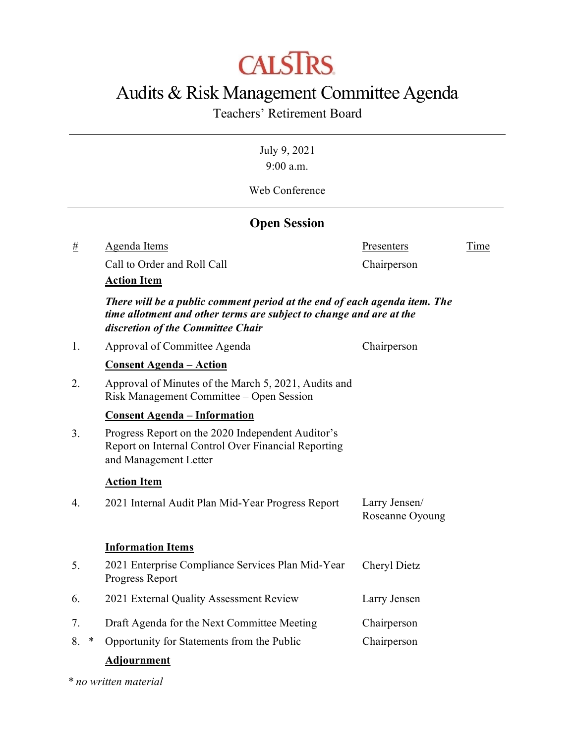# CALSTRS

# Audits & Risk Management Committee Agenda

Teachers' Retirement Board

July 9, 2021
9:00 a.m.

Web Conference

## Open Session

| # | Agenda Items | Presenters | Time |
|---|---|---|---|
| | Call to Order and Roll Call | Chairperson | |
| | **Action Item** | | |
| | ***There will be a public comment period at the end of each agenda item. The time allotment and other terms are subject to change and are at the discretion of the Committee Chair*** | | |
| 1. | Approval of Committee Agenda | Chairperson | |
| | **Consent Agenda – Action** | | |
| 2. | Approval of Minutes of the March 5, 2021, Audits and Risk Management Committee – Open Session | | |
| | **Consent Agenda – Information** | | |
| 3. | Progress Report on the 2020 Independent Auditor's Report on Internal Control Over Financial Reporting and Management Letter | | |
| | **Action Item** | | |
| 4. | 2021 Internal Audit Plan Mid-Year Progress Report | Larry Jensen/ Roseanne Oyoung | |
| | **Information Items** | | |
| 5. | 2021 Enterprise Compliance Services Plan Mid-Year Progress Report | Cheryl Dietz | |
| 6. | 2021 External Quality Assessment Review | Larry Jensen | |
| 7. | Draft Agenda for the Next Committee Meeting | Chairperson | |
| 8. * | Opportunity for Statements from the Public | Chairperson | |
| | **Adjournment** | | |

*\* no written material*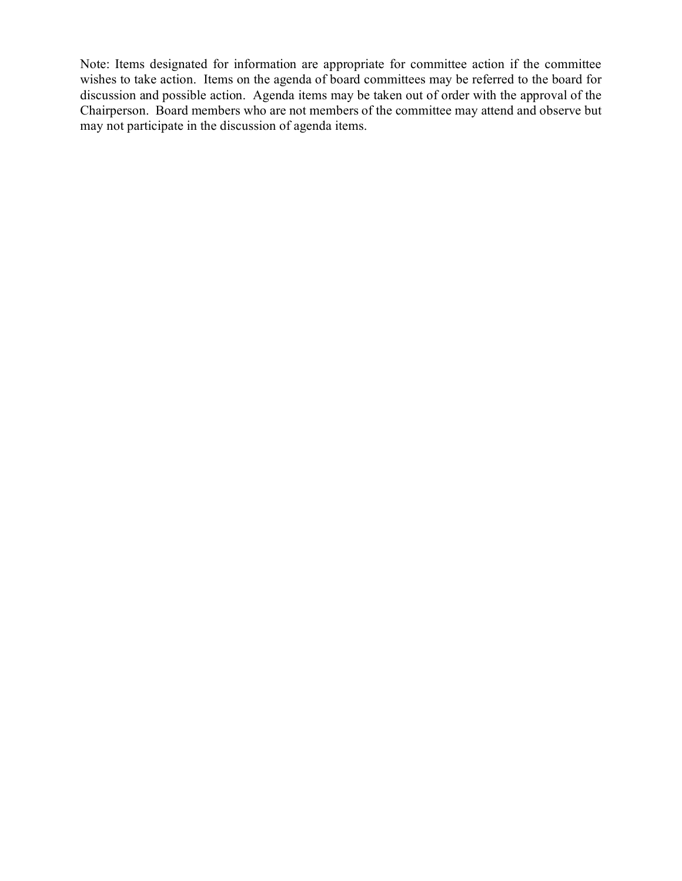Note: Items designated for information are appropriate for committee action if the committee wishes to take action. Items on the agenda of board committees may be referred to the board for discussion and possible action. Agenda items may be taken out of order with the approval of the Chairperson. Board members who are not members of the committee may attend and observe but may not participate in the discussion of agenda items.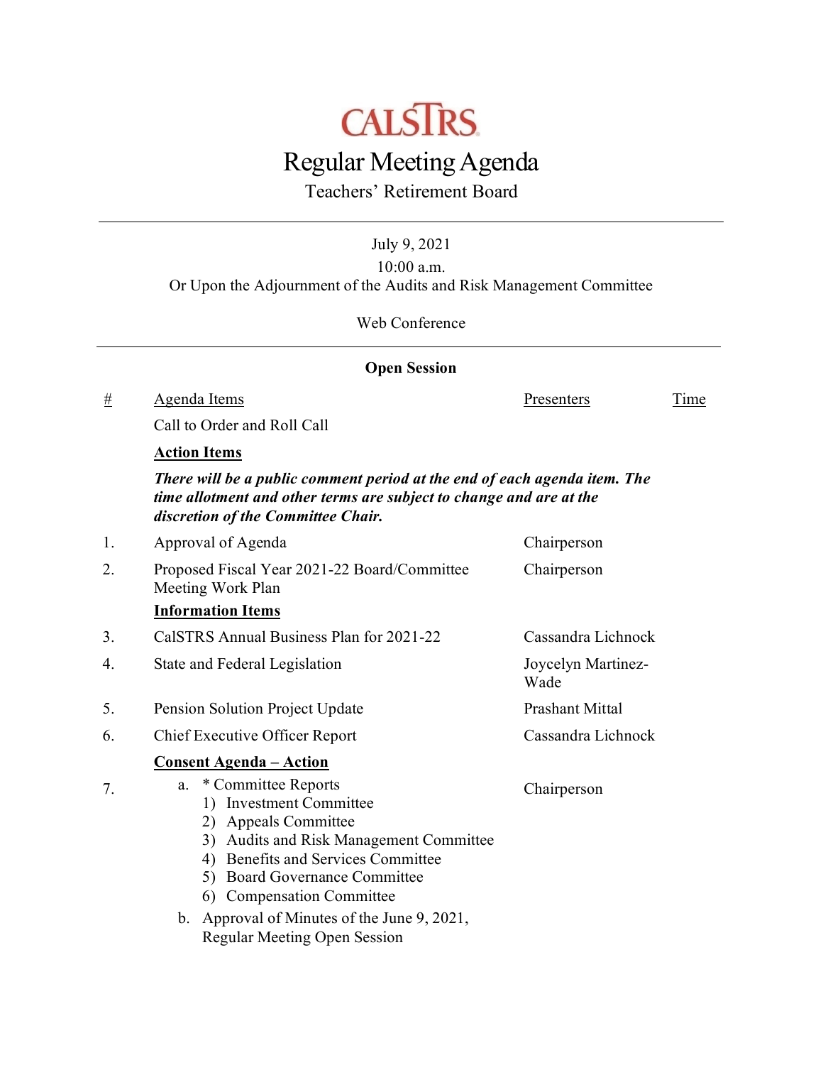# CALSTRS

# Regular Meeting Agenda

## Teachers' Retirement Board

---

July 9, 2021

10:00 a.m.

Or Upon the Adjournment of the Audits and Risk Management Committee

Web Conference

---

**Open Session**

| # | Agenda Items | Presenters | Time |
|---|---|---|---|
| | Call to Order and Roll Call | | |
| | **Action Items** | | |
| | ***There will be a public comment period at the end of each agenda item. The time allotment and other terms are subject to change and are at the discretion of the Committee Chair.*** | | |
| 1. | Approval of Agenda | Chairperson | |
| 2. | Proposed Fiscal Year 2021-22 Board/Committee Meeting Work Plan | Chairperson | |
| | **Information Items** | | |
| 3. | CalSTRS Annual Business Plan for 2021-22 | Cassandra Lichnock | |
| 4. | State and Federal Legislation | Joycelyn Martinez-Wade | |
| 5. | Pension Solution Project Update | Prashant Mittal | |
| 6. | Chief Executive Officer Report | Cassandra Lichnock | |
| | **Consent Agenda – Action** | | |
| 7. | a. * Committee Reports<br>1) Investment Committee<br>2) Appeals Committee<br>3) Audits and Risk Management Committee<br>4) Benefits and Services Committee<br>5) Board Governance Committee<br>6) Compensation Committee<br>b. Approval of Minutes of the June 9, 2021, Regular Meeting Open Session | Chairperson | |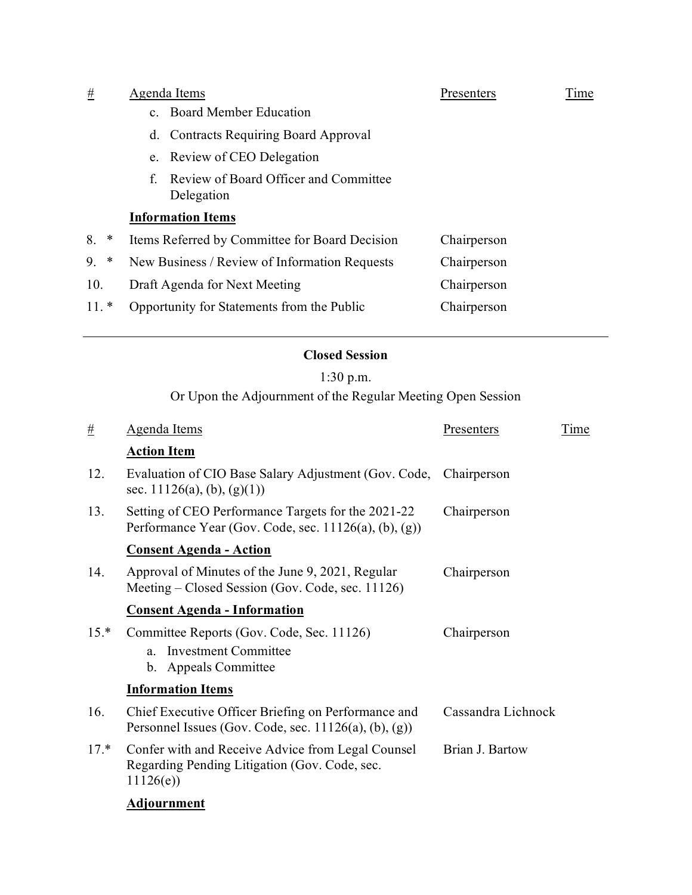| # | Agenda Items | Presenters | Time |
|---|---|---|---|
| | c. Board Member Education | | |
| | d. Contracts Requiring Board Approval | | |
| | e. Review of CEO Delegation | | |
| | f. Review of Board Officer and Committee Delegation | | |
| | **Information Items** | | |
| 8. * | Items Referred by Committee for Board Decision | Chairperson | |
| 9. * | New Business / Review of Information Requests | Chairperson | |
| 10. | Draft Agenda for Next Meeting | Chairperson | |
| 11. * | Opportunity for Statements from the Public | Chairperson | |

---

**Closed Session**

1:30 p.m.

Or Upon the Adjournment of the Regular Meeting Open Session

| # | Agenda Items | Presenters | Time |
|---|---|---|---|
| | **Action Item** | | |
| 12. | Evaluation of CIO Base Salary Adjustment (Gov. Code, sec. 11126(a), (b), (g)(1)) | Chairperson | |
| 13. | Setting of CEO Performance Targets for the 2021-22 Performance Year (Gov. Code, sec. 11126(a), (b), (g)) | Chairperson | |
| | **Consent Agenda - Action** | | |
| 14. | Approval of Minutes of the June 9, 2021, Regular Meeting – Closed Session (Gov. Code, sec. 11126) | Chairperson | |
| | **Consent Agenda - Information** | | |
| 15.* | Committee Reports (Gov. Code, Sec. 11126)<br>a. Investment Committee<br>b. Appeals Committee | Chairperson | |
| | **Information Items** | | |
| 16. | Chief Executive Officer Briefing on Performance and Personnel Issues (Gov. Code, sec. 11126(a), (b), (g)) | Cassandra Lichnock | |
| 17.* | Confer with and Receive Advice from Legal Counsel Regarding Pending Litigation (Gov. Code, sec. 11126(e)) | Brian J. Bartow | |
| | **Adjournment** | | |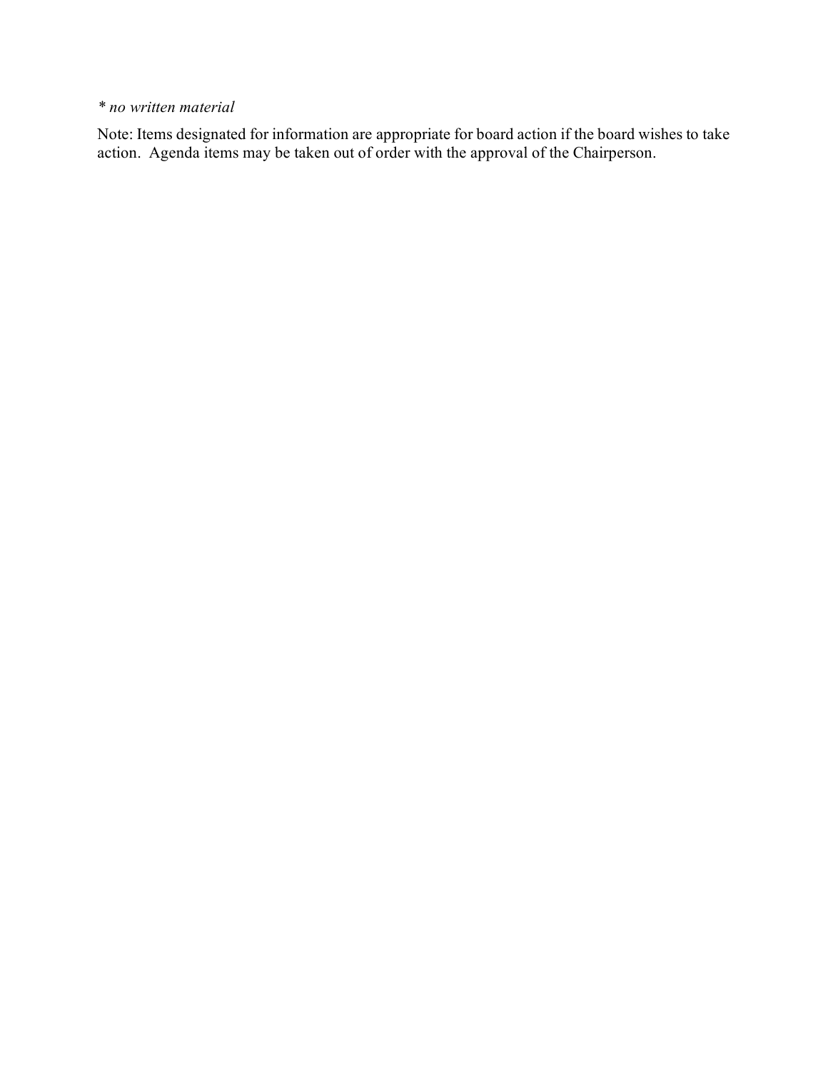*\* no written material*

Note: Items designated for information are appropriate for board action if the board wishes to take action. Agenda items may be taken out of order with the approval of the Chairperson.